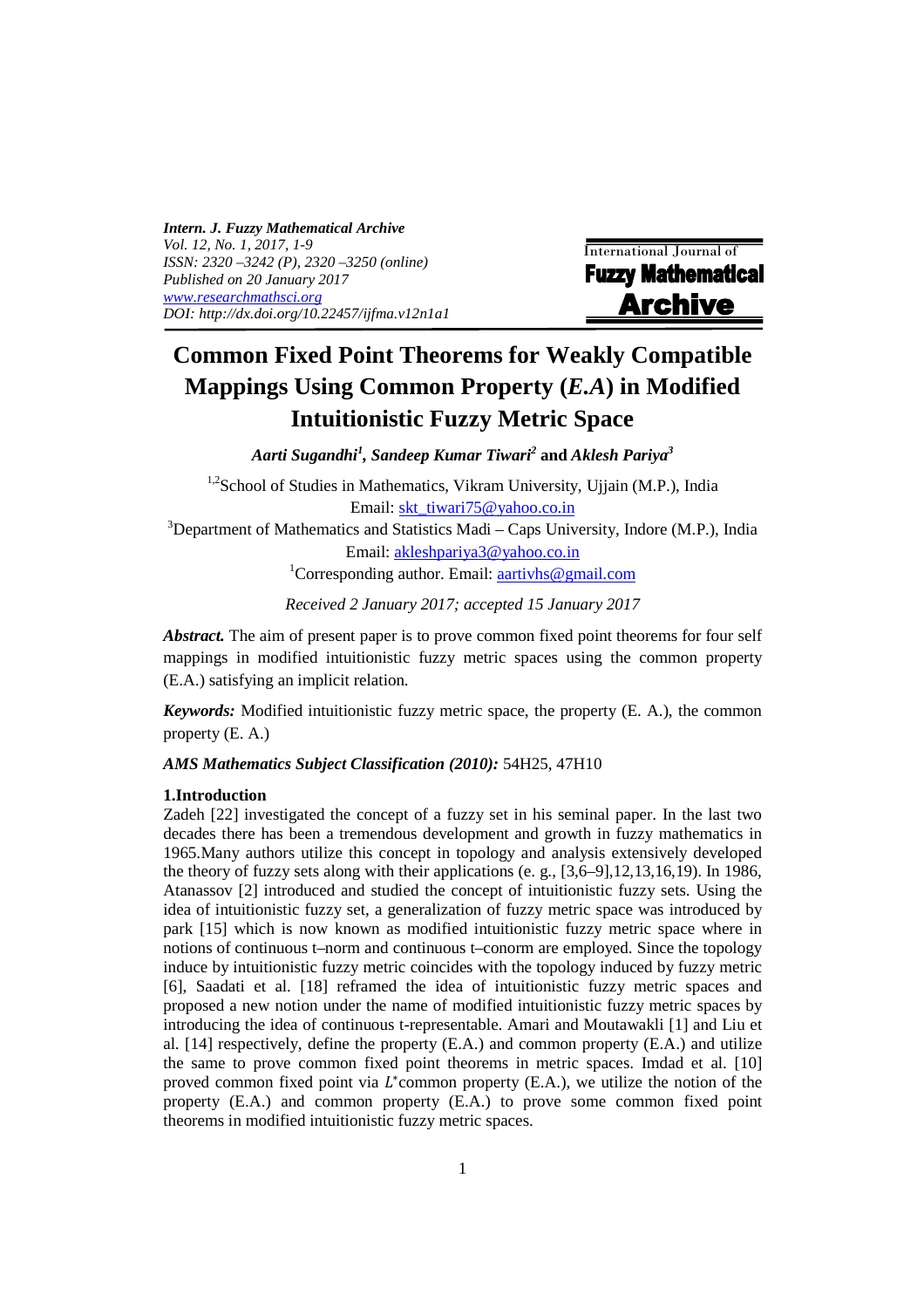Intern. J. Fuzzy Mathematical Archive
Vol. 12, No. 1, 2017, 1-9
ISSN: 2320 –3242 (P), 2320 –3250 (online)
Published on 20 January 2017
www.researchmathsci.org
DOI: http://dx.doi.org/10.22457/ijfma.v12n1a1

International Journal of **Fuzzy Mathematical Archive**

# Common Fixed Point Theorems for Weakly Compatible Mappings Using Common Property (*E.A*) in Modified Intuitionistic Fuzzy Metric Space

***Aarti Sugandhi[1], Sandeep Kumar Tiwari[2]*** **and** ***Aklesh Pariya[3]***

[1,2]School of Studies in Mathematics, Vikram University, Ujjain (M.P.), India
Email: skt_tiwari75@yahoo.co.in

[3]Department of Mathematics and Statistics Madi – Caps University, Indore (M.P.), India
Email: akleshpariya3@yahoo.co.in

[1]Corresponding author. Email: aartivhs@gmail.com

*Received 2 January 2017; accepted 15 January 2017*

***Abstract.*** The aim of present paper is to prove common fixed point theorems for four self mappings in modified intuitionistic fuzzy metric spaces using the common property (E.A.) satisfying an implicit relation.

***Keywords:*** Modified intuitionistic fuzzy metric space, the property (E. A.), the common property (E. A.)

***AMS Mathematics Subject Classification (2010):*** 54H25, 47H10

## 1.Introduction

Zadeh [22] investigated the concept of a fuzzy set in his seminal paper. In the last two decades there has been a tremendous development and growth in fuzzy mathematics in 1965.Many authors utilize this concept in topology and analysis extensively developed the theory of fuzzy sets along with their applications (e. g., [3,6–9],12,13,16,19). In 1986, Atanassov [2] introduced and studied the concept of intuitionistic fuzzy sets. Using the idea of intuitionistic fuzzy set, a generalization of fuzzy metric space was introduced by park [15] which is now known as modified intuitionistic fuzzy metric space where in notions of continuous t–norm and continuous t–conorm are employed. Since the topology induce by intuitionistic fuzzy metric coincides with the topology induced by fuzzy metric [6], Saadati et al. [18] reframed the idea of intuitionistic fuzzy metric spaces and proposed a new notion under the name of modified intuitionistic fuzzy metric spaces by introducing the idea of continuous t-representable. Amari and Moutawakli [1] and Liu et al. [14] respectively, define the property (E.A.) and common property (E.A.) and utilize the same to prove common fixed point theorems in metric spaces. Imdad et al. [10] proved common fixed point via $L^*$common property (E.A.), we utilize the notion of the property (E.A.) and common property (E.A.) to prove some common fixed point theorems in modified intuitionistic fuzzy metric spaces.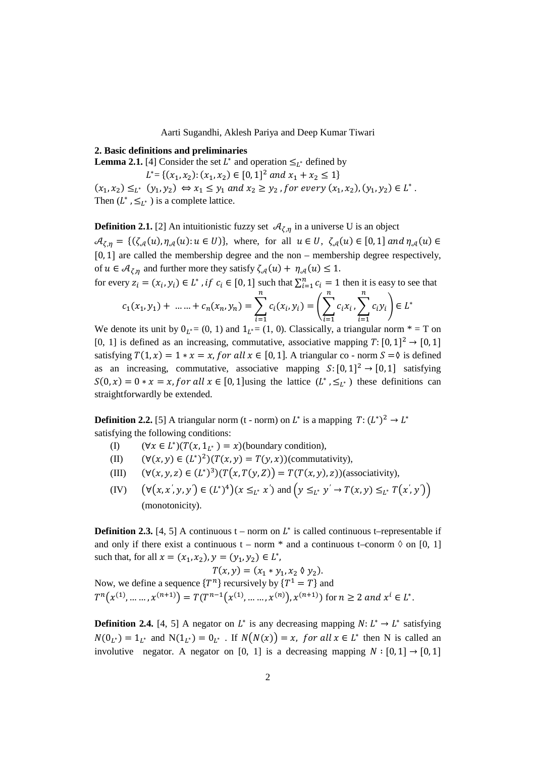## 2. Basic definitions and preliminaries

**Lemma 2.1.** [4] Consider the set $L^*$ and operation $\leq_{L^*}$ defined by

$$L^* = \{(x_1, x_2) : (x_1, x_2) \in [0, 1]^2 \text{ and } x_1 + x_2 \leq 1\}$$

$(x_1, x_2) \leq_{L^*} (y_1, y_2) \Leftrightarrow x_1 \leq y_1$ *and* $x_2 \geq y_2$ *, for every* $(x_1, x_2), (y_1, y_2) \in L^*$.
Then $(L^*, \leq_{L^*})$ is a complete lattice.

**Definition 2.1.** [2] An intuitionistic fuzzy set $\mathcal{A}_{\zeta,\eta}$ in a universe U is an object $\mathcal{A}_{\zeta,\eta} = \{(\zeta_{\mathcal{A}}(u), \eta_{\mathcal{A}}(u) : u \in U)\}$, where, for all $u \in U$, $\zeta_{\mathcal{A}}(u) \in [0, 1]$ *and* $\eta_{\mathcal{A}}(u) \in [0, 1]$ are called the membership degree and the non – membership degree respectively, of $u \in \mathcal{A}_{\zeta,\eta}$ and further more they satisfy $\zeta_{\mathcal{A}}(u) + \eta_{\mathcal{A}}(u) \leq 1$.
for every $z_i = (x_i, y_i) \in L^*$ *, if* $c_i \in [0, 1]$ such that $\sum_{i=1}^{n} c_i = 1$ then it is easy to see that

$$c_1(x_1, y_1) + \dots\dots + c_n(x_n, y_n) = \sum_{i=1}^{n} c_i(x_i, y_i) = \left(\sum_{i=1}^{n} c_i x_i, \sum_{i=1}^{n} c_i y_i\right) \in L^*$$

We denote its unit by $0_{L^*} = (0, 1)$ and $1_{L^*} = (1, 0)$. Classically, a triangular norm $* = T$ on [0, 1] is defined as an increasing, commutative, associative mapping $T : [0, 1]^2 \to [0, 1]$ satisfying $T(1, x) = 1 * x = x$*, for all* $x \in [0, 1]$. A triangular co - norm $S = \lozenge$ is defined as an increasing, commutative, associative mapping $S : [0, 1]^2 \to [0, 1]$ satisfying $S(0, x) = 0 * x = x$*, for all* $x \in [0, 1]$using the lattice $(L^*, \leq_{L^*})$ these definitions can straightforwardly be extended.

**Definition 2.2.** [5] A triangular norm (t - norm) on $L^*$ is a mapping $T : (L^*)^2 \to L^*$ satisfying the following conditions:

(I) $(\forall x \in L^*)(T(x, 1_{L^*}) = x)$(boundary condition),

(II) $(\forall (x, y) \in (L^*)^2)(T(x, y) = T(y, x))$(commutativity),

(III) $(\forall (x, y, z) \in (L^*)^3)(T(x, T(y, Z)) = T(T(x, y), z))$(associativity),

(IV) $\left(\forall (x, x', y, y') \in (L^*)^4\right)(x \leq_{L^*} x')$ and $\left(y \leq_{L^*} y' \to T(x, y) \leq_{L^*} T(x', y')\right)$ (monotonicity).

**Definition 2.3.** [4, 5] A continuous t – norm on $L^*$ is called continuous t–representable if and only if there exist a continuous t – norm $*$ and a continuous t–conorm $\lozenge$ on [0, 1] such that, for all $x = (x_1, x_2), y = (y_1, y_2) \in L^*$,

$$T(x, y) = (x_1 * y_1, x_2 \lozenge y_2).$$

Now, we define a sequence $\{T^n\}$ recursively by $\{T^1 = T\}$ and
$T^n\left(x^{(1)}, \dots\dots, x^{(n+1)}\right) = T(T^{n-1}\left(x^{(1)}, \dots\dots, x^{(n)}\right), x^{(n+1)})$ for $n \geq 2$ *and* $x^i \in L^*$.

**Definition 2.4.** [4, 5] A negator on $L^*$ is any decreasing mapping $N : L^* \to L^*$ satisfying $N(0_{L^*}) = 1_{L^*}$ and $N(1_{L^*}) = 0_{L^*}$. If $N(N(x)) = x$*, for all* $x \in L^*$ then N is called an involutive negator. A negator on [0, 1] is a decreasing mapping $N : [0, 1] \to [0, 1]$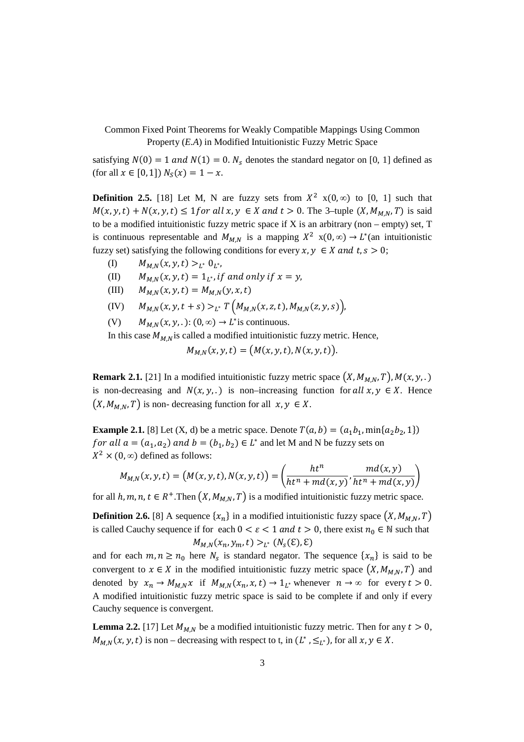satisfying $N(0) = 1$ *and* $N(1) = 0$. $N_s$ denotes the standard negator on [0, 1] defined as (for all $x \in [0,1]$) $N_S(x) = 1 - x$.

**Definition 2.5.** [18] Let M, N are fuzzy sets from $X^2$ x$(0,\infty)$ to [0, 1] such that $M(x,y,t) + N(x,y,t) \leq 1$ *for all* $x, y \in X$ *and* $t > 0$. The 3–tuple $(X, M_{M,N}, T)$ is said to be a modified intuitionistic fuzzy metric space if X is an arbitrary (non – empty) set, T is continuous representable and $M_{M,N}$ is a mapping $X^2$ x$(0,\infty) \to L^*$(an intuitionistic fuzzy set) satisfying the following conditions for every $x, y \in X$ *and* $t, s > 0$;

(I) $M_{M,N}(x,y,t) >_{L^*} 0_{L^*}$,

(II) $M_{M,N}(x,y,t) = 1_{L^*}$, *if and only if* $x = y$,

(III) $M_{M,N}(x,y,t) = M_{M,N}(y,x,t)$

(IV) $M_{M,N}(x,y,t+s) >_{L^*} T\left(M_{M,N}(x,z,t), M_{M,N}(z,y,s)\right)$,

(V) $M_{M,N}(x,y,.) : (0,\infty) \to L^*$is continuous.

In this case $M_{M,N}$is called a modified intuitionistic fuzzy metric. Hence,

$$M_{M,N}(x,y,t) = \left(M(x,y,t), N(x,y,t)\right).$$

**Remark 2.1.** [21] In a modified intuitionistic fuzzy metric space $\left(X, M_{M,N}, T\right)$, $M(x,y,.)$ is non-decreasing and $N(x,y,.)$ is non–increasing function for *all* $x, y \in X$. Hence $\left(X, M_{M,N}, T\right)$ is non- decreasing function for all $x, y \in X$.

**Example 2.1.** [8] Let (X, d) be a metric space. Denote $T(a,b) = (a_1 b_1, \min\{a_2 b_2, 1\})$ *for all* $a = (a_1, a_2)$ *and* $b = (b_1, b_2) \in L^*$ and let M and N be fuzzy sets on $X^2 \times (0,\infty)$ defined as follows:

$$M_{M,N}(x,y,t) = \left(M(x,y,t), N(x,y,t)\right) = \left(\frac{ht^n}{ht^n + md(x,y)}, \frac{md(x,y)}{ht^n + md(x,y)}\right)$$

for all $h, m, n, t \in R^+$.Then $\left(X, M_{M,N}, T\right)$ is a modified intuitionistic fuzzy metric space.

**Definition 2.6.** [8] A sequence $\{x_n\}$ in a modified intuitionistic fuzzy space $\left(X, M_{M,N}, T\right)$ is called Cauchy sequence if for each $0 < \varepsilon < 1$ *and* $t > 0$, there exist $n_0 \in \mathbb{N}$ such that

$$M_{M,N}(x_n, y_m, t) >_{L^*} (N_s(\mathcal{E}), \mathcal{E})$$

and for each $m, n \geq n_0$ here $N_s$ is standard negator. The sequence $\{x_n\}$ is said to be convergent to $x \in X$ in the modified intuitionistic fuzzy metric space $\left(X, M_{M,N}, T\right)$ and denoted by $x_n \to M_{M,N} x$ if $M_{M,N}(x_n, x, t) \to 1_{L^*}$ whenever $n \to \infty$ for every $t > 0$. A modified intuitionistic fuzzy metric space is said to be complete if and only if every Cauchy sequence is convergent.

**Lemma 2.2.** [17] Let $M_{M,N}$ be a modified intuitionistic fuzzy metric. Then for any $t > 0$, $M_{M,N}(x,y,t)$ is non – decreasing with respect to t, in $(L^*, \leq_{L^*})$, for all $x, y \in X$.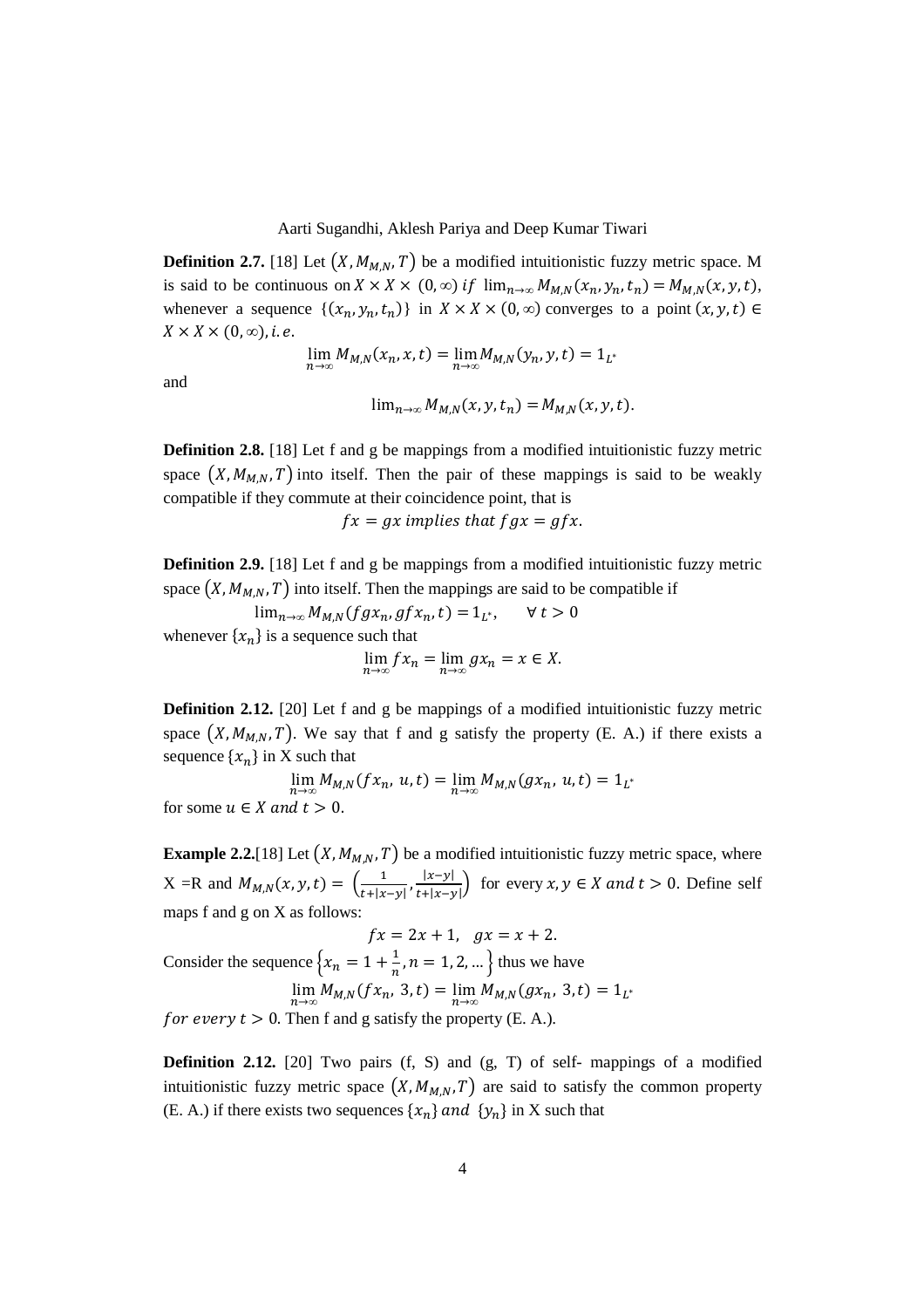**Definition 2.7.** [18] Let $(X, M_{M,N}, T)$ be a modified intuitionistic fuzzy metric space. M is said to be continuous on $X \times X \times (0, \infty)$ *if* $\lim_{n\to\infty} M_{M,N}(x_n, y_n, t_n) = M_{M,N}(x, y, t)$, whenever a sequence $\{(x_n, y_n, t_n)\}$ in $X \times X \times (0, \infty)$ converges to a point $(x, y, t) \in X \times X \times (0, \infty)$, *i.e.*

$$\lim_{n\to\infty} M_{M,N}(x_n, x, t) = \lim_{n\to\infty} M_{M,N}(y_n, y, t) = 1_{L^*}$$

and

$$\lim_{n\to\infty} M_{M,N}(x, y, t_n) = M_{M,N}(x, y, t).$$

**Definition 2.8.** [18] Let f and g be mappings from a modified intuitionistic fuzzy metric space $(X, M_{M,N}, T)$ into itself. Then the pair of these mappings is said to be weakly compatible if they commute at their coincidence point, that is

$$fx = gx \text{ implies that } fgx = gfx.$$

**Definition 2.9.** [18] Let f and g be mappings from a modified intuitionistic fuzzy metric space $(X, M_{M,N}, T)$ into itself. Then the mappings are said to be compatible if

$$\lim_{n\to\infty} M_{M,N}(fgx_n, gfx_n, t) = 1_{L^*}, \qquad \forall\, t > 0$$

whenever $\{x_n\}$ is a sequence such that

$$\lim_{n\to\infty} fx_n = \lim_{n\to\infty} gx_n = x \in X.$$

**Definition 2.12.** [20] Let f and g be mappings of a modified intuitionistic fuzzy metric space $(X, M_{M,N}, T)$. We say that f and g satisfy the property (E. A.) if there exists a sequence $\{x_n\}$ in X such that

$$\lim_{n\to\infty} M_{M,N}(fx_n,\, u, t) = \lim_{n\to\infty} M_{M,N}(gx_n,\, u, t) = 1_{L^*}$$

for some $u \in X$ *and* $t > 0$.

**Example 2.2.**[18] Let $(X, M_{M,N}, T)$ be a modified intuitionistic fuzzy metric space, where X =R and $M_{M,N}(x, y, t) = \left(\frac{1}{t+|x-y|}, \frac{|x-y|}{t+|x-y|}\right)$ for every $x, y \in X$ *and* $t > 0$. Define self maps f and g on X as follows:

$$fx = 2x + 1, \quad gx = x + 2.$$

Consider the sequence $\left\{x_n = 1 + \frac{1}{n}, n = 1, 2, \ldots\right\}$ thus we have

$$\lim_{n\to\infty} M_{M,N}(fx_n,\, 3, t) = \lim_{n\to\infty} M_{M,N}(gx_n,\, 3, t) = 1_{L^*}$$

*for every* $t > 0$. Then f and g satisfy the property (E. A.).

**Definition 2.12.** [20] Two pairs (f, S) and (g, T) of self- mappings of a modified intuitionistic fuzzy metric space $(X, M_{M,N}, T)$ are said to satisfy the common property (E. A.) if there exists two sequences $\{x_n\}$ *and* $\{y_n\}$ in X such that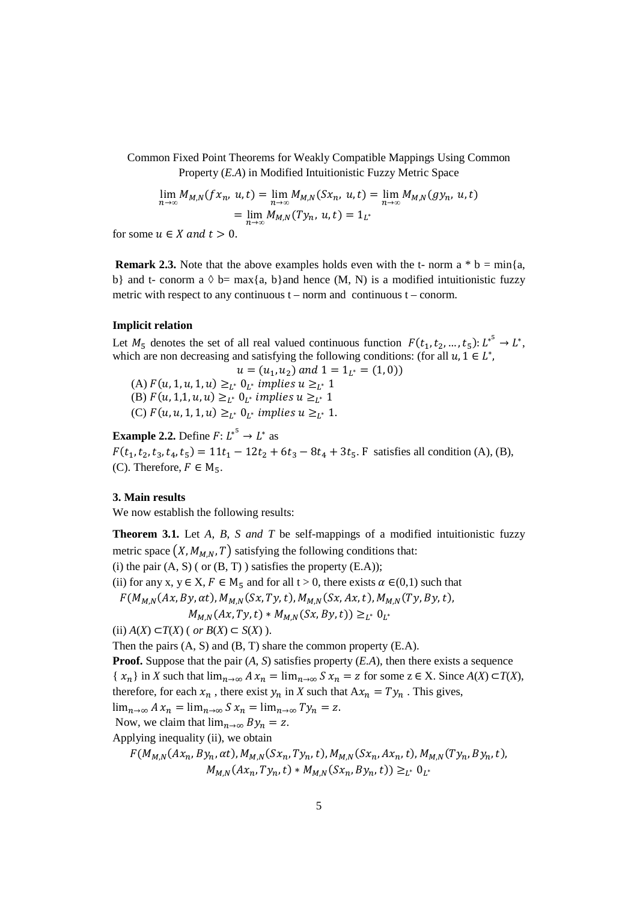$$\lim_{n\to\infty} M_{M,N}(fx_n,\ u,t) = \lim_{n\to\infty} M_{M,N}(Sx_n,\ u,t) = \lim_{n\to\infty} M_{M,N}(gy_n,\ u,t)$$
$$= \lim_{n\to\infty} M_{M,N}(Ty_n,\ u,t) = 1_{L^*}$$

for some $u \in X$ and $t > 0$.

**Remark 2.3.** Note that the above examples holds even with the t- norm a * b = min{a, b} and t- conorm a ◊ b= max{a, b}and hence (M, N) is a modified intuitionistic fuzzy metric with respect to any continuous t – norm and continuous t – conorm.

**Implicit relation**

Let $M_5$ denotes the set of all real valued continuous function $F(t_1, t_2, \ldots, t_5)\colon {L^*}^5 \to L^*$, which are non decreasing and satisfying the following conditions: (for all $u, 1 \in L^*$,

$$u = (u_1, u_2) \text{ and } 1 = 1_{L^*} = (1,0))$$

(A) $F(u, 1, u, 1, u) \geq_{L^*} 0_{L^*}$ *implies* $u \geq_{L^*} 1$
(B) $F(u, 1, 1, u, u) \geq_{L^*} 0_{L^*}$ *implies* $u \geq_{L^*} 1$
(C) $F(u, u, 1, 1, u) \geq_{L^*} 0_{L^*}$ *implies* $u \geq_{L^*} 1$.

**Example 2.2.** Define $F\colon {L^*}^5 \to L^*$ as
$F(t_1, t_2, t_3, t_4, t_5) = 11t_1 - 12t_2 + 6t_3 - 8t_4 + 3t_5$. F satisfies all condition (A), (B), (C). Therefore, $F \in M_5$.

### 3. Main results

We now establish the following results:

**Theorem 3.1.** Let *A, B, S and T* be self-mappings of a modified intuitionistic fuzzy metric space $(X, M_{M,N}, T)$ satisfying the following conditions that:

(i) the pair (A, S) ( or (B, T) ) satisfies the property (E.A));

(ii) for any x, y ∈ X, $F \in M_5$ and for all t > 0, there exists $\alpha \in (0,1)$ such that

$$F(M_{M,N}(Ax, By, \alpha t), M_{M,N}(Sx, Ty, t), M_{M,N}(Sx, Ax, t), M_{M,N}(Ty, By, t),$$
$$M_{M,N}(Ax, Ty, t) * M_{M,N}(Sx, By, t)) \geq_{L^*} 0_{L^*}$$

(ii) *A*(*X*) ⊂*T*(*X*) ( *or B*(*X*) ⊂ *S*(*X*) ).

Then the pairs (A, S) and (B, T) share the common property (*E.A*).

**Proof.** Suppose that the pair (*A, S*) satisfies property (*E.A*), then there exists a sequence $\{x_n\}$ in *X* such that $\lim_{n\to\infty} Ax_n = \lim_{n\to\infty} Sx_n = z$ for some z ∈ X. Since *A*(*X*) ⊂*T*(*X*), therefore, for each $x_n$, there exist $y_n$ in *X* such that $Ax_n = Ty_n$. This gives,
$\lim_{n\to\infty} Ax_n = \lim_{n\to\infty} Sx_n = \lim_{n\to\infty} Ty_n = z$.
Now, we claim that $\lim_{n\to\infty} By_n = z$.
Applying inequality (ii), we obtain

$$F(M_{M,N}(Ax_n, By_n, \alpha t), M_{M,N}(Sx_n, Ty_n, t), M_{M,N}(Sx_n, Ax_n, t), M_{M,N}(Ty_n, By_n, t),$$
$$M_{M,N}(Ax_n, Ty_n, t) * M_{M,N}(Sx_n, By_n, t)) \geq_{L^*} 0_{L^*}$$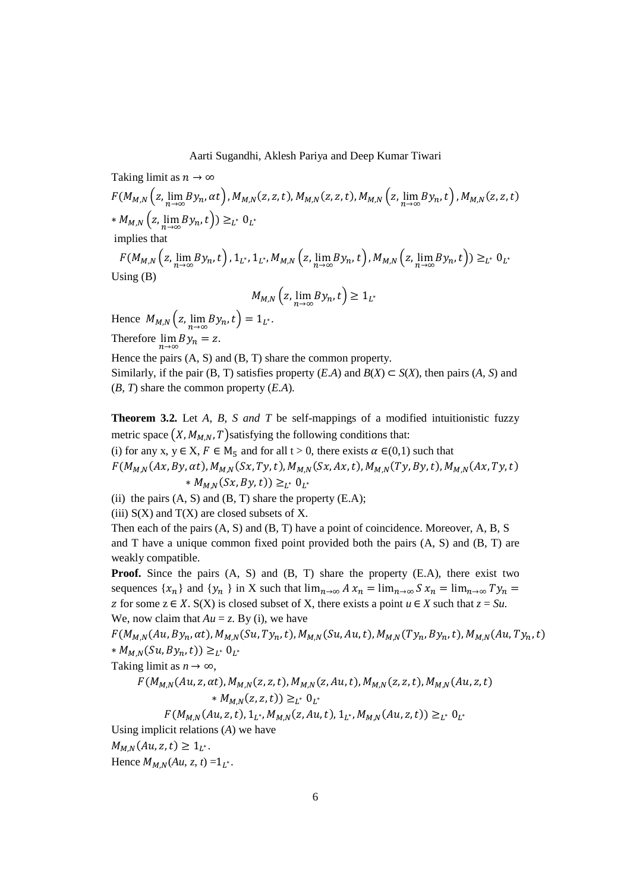Taking limit as $n \to \infty$

$$F(M_{M,N}\left(z, \lim_{n\to\infty} By_n, \alpha t\right), M_{M,N}(z,z,t), M_{M,N}(z,z,t), M_{M,N}\left(z, \lim_{n\to\infty} By_n, t\right), M_{M,N}(z,z,t)$$
$$* M_{M,N}\left(z, \lim_{n\to\infty} By_n, t\right)) \geq_{L^*} 0_{L^*}$$

implies that

$$F(M_{M,N}\left(z, \lim_{n\to\infty} By_n, t\right), 1_{L^*}, 1_{L^*}, M_{M,N}\left(z, \lim_{n\to\infty} By_n, t\right), M_{M,N}\left(z, \lim_{n\to\infty} By_n, t\right)) \geq_{L^*} 0_{L^*}$$

Using (B)

$$M_{M,N}\left(z, \lim_{n\to\infty} By_n, t\right) \geq 1_{L^*}$$

Hence $M_{M,N}\left(z, \lim_{n\to\infty} By_n, t\right) = 1_{L^*}$.

Therefore $\lim_{n\to\infty} By_n = z$.

Hence the pairs (A, S) and (B, T) share the common property.

Similarly, if the pair (B, T) satisfies property (*E.A*) and $B(X) \subset S(X)$, then pairs (*A*, *S*) and (*B*, *T*) share the common property (*E.A*).

**Theorem 3.2.** Let *A*, *B*, *S and T* be self-mappings of a modified intuitionistic fuzzy metric space $(X, M_{M,N}, T)$ satisfying the following conditions that:

(i) for any x, y $\in$ X, $F \in M_5$ and for all t > 0, there exists $\alpha \in (0,1)$ such that

$$F(M_{M,N}(Ax, By, \alpha t), M_{M,N}(Sx, Ty, t), M_{M,N}(Sx, Ax, t), M_{M,N}(Ty, By, t), M_{M,N}(Ax, Ty, t)$$
$$* M_{M,N}(Sx, By, t)) \geq_{L^*} 0_{L^*}$$

(ii) the pairs (A, S) and (B, T) share the property (E.A);

(iii) S(X) and T(X) are closed subsets of X.

Then each of the pairs (A, S) and (B, T) have a point of coincidence. Moreover, A, B, S and T have a unique common fixed point provided both the pairs (A, S) and (B, T) are weakly compatible.

**Proof.** Since the pairs (A, S) and (B, T) share the property (E.A), there exist two sequences $\{x_n\}$ and $\{y_n\}$ in X such that $\lim_{n\to\infty} Ax_n = \lim_{n\to\infty} Sx_n = \lim_{n\to\infty} Ty_n = z$ for some $z \in X$. S(X) is closed subset of X, there exists a point $u \in X$ such that $z = Su$.

We, now claim that $Au = z$. By (i), we have

$$F(M_{M,N}(Au, By_n, \alpha t), M_{M,N}(Su, Ty_n, t), M_{M,N}(Su, Au, t), M_{M,N}(Ty_n, By_n, t), M_{M,N}(Au, Ty_n, t)$$
$$* M_{M,N}(Su, By_n, t)) \geq_{L^*} 0_{L^*}$$

Taking limit as $n \to \infty$,

$$F(M_{M,N}(Au, z, \alpha t), M_{M,N}(z,z,t), M_{M,N}(z, Au, t), M_{M,N}(z,z,t), M_{M,N}(Au, z, t)$$
$$* M_{M,N}(z,z,t)) \geq_{L^*} 0_{L^*}$$

$$F(M_{M,N}(Au, z, t), 1_{L^*}, M_{M,N}(z, Au, t), 1_{L^*}, M_{M,N}(Au, z, t)) \geq_{L^*} 0_{L^*}$$

Using implicit relations (*A*) we have

$M_{M,N}(Au, z, t) \geq 1_{L^*}$.

Hence $M_{M,N}(Au, z, t) = 1_{L^*}$.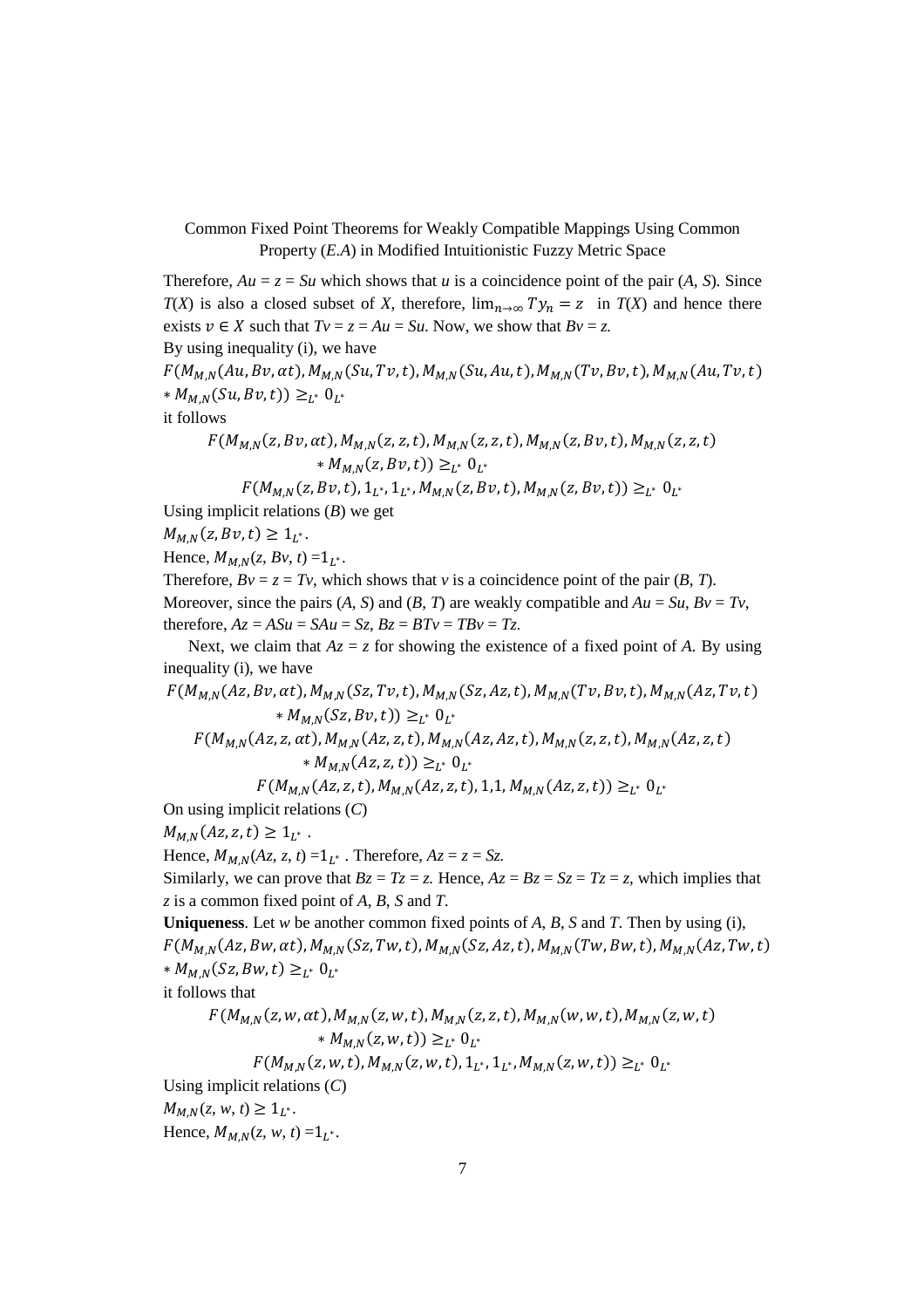Therefore, $Au = z = Su$ which shows that $u$ is a coincidence point of the pair $(A, S)$. Since $T(X)$ is also a closed subset of $X$, therefore, $\lim_{n\to\infty} Ty_n = z$ in $T(X)$ and hence there exists $v \in X$ such that $Tv = z = Au = Su$. Now, we show that $Bv = z$.

By using inequality (i), we have

$F(M_{M,N}(Au, Bv, \alpha t), M_{M,N}(Su, Tv, t), M_{M,N}(Su, Au, t), M_{M,N}(Tv, Bv, t), M_{M,N}(Au, Tv, t) * M_{M,N}(Su, Bv, t)) \geq_{L^*} 0_{L^*}$

it follows

$$F(M_{M,N}(z, Bv, \alpha t), M_{M,N}(z, z, t), M_{M,N}(z, z, t), M_{M,N}(z, Bv, t), M_{M,N}(z, z, t) * M_{M,N}(z, Bv, t)) \geq_{L^*} 0_{L^*}$$

$$F(M_{M,N}(z, Bv, t), 1_{L^*}, 1_{L^*}, M_{M,N}(z, Bv, t), M_{M,N}(z, Bv, t)) \geq_{L^*} 0_{L^*}$$

Using implicit relations (*B*) we get

$M_{M,N}(z, Bv, t) \geq 1_{L^*}$.

Hence, $M_{M,N}(z, Bv, t) = 1_{L^*}$.

Therefore, $Bv = z = Tv$, which shows that $v$ is a coincidence point of the pair $(B, T)$.

Moreover, since the pairs $(A, S)$ and $(B, T)$ are weakly compatible and $Au = Su$, $Bv = Tv$, therefore, $Az = ASu = SAu = Sz$, $Bz = BTv = TBv = Tz$.

Next, we claim that $Az = z$ for showing the existence of a fixed point of $A$. By using inequality (i), we have

$$F(M_{M,N}(Az, Bv, \alpha t), M_{M,N}(Sz, Tv, t), M_{M,N}(Sz, Az, t), M_{M,N}(Tv, Bv, t), M_{M,N}(Az, Tv, t) * M_{M,N}(Sz, Bv, t)) \geq_{L^*} 0_{L^*}$$

$$F(M_{M,N}(Az, z, \alpha t), M_{M,N}(Az, z, t), M_{M,N}(Az, Az, t), M_{M,N}(z, z, t), M_{M,N}(Az, z, t) * M_{M,N}(Az, z, t)) \geq_{L^*} 0_{L^*}$$

$$F(M_{M,N}(Az, z, t), M_{M,N}(Az, z, t), 1, 1, M_{M,N}(Az, z, t)) \geq_{L^*} 0_{L^*}$$

On using implicit relations (*C*)

$M_{M,N}(Az, z, t) \geq 1_{L^*}$.

Hence, $M_{M,N}(Az, z, t) = 1_{L^*}$. Therefore, $Az = z = Sz$.

Similarly, we can prove that $Bz = Tz = z$. Hence, $Az = Bz = Sz = Tz = z$, which implies that $z$ is a common fixed point of $A$, $B$, $S$ and $T$.

**Uniqueness**. Let $w$ be another common fixed points of $A$, $B$, $S$ and $T$. Then by using (i),

$F(M_{M,N}(Az, Bw, \alpha t), M_{M,N}(Sz, Tw, t), M_{M,N}(Sz, Az, t), M_{M,N}(Tw, Bw, t), M_{M,N}(Az, Tw, t) * M_{M,N}(Sz, Bw, t) \geq_{L^*} 0_{L^*}$

it follows that

$$F(M_{M,N}(z, w, \alpha t), M_{M,N}(z, w, t), M_{M,N}(z, z, t), M_{M,N}(w, w, t), M_{M,N}(z, w, t) * M_{M,N}(z, w, t)) \geq_{L^*} 0_{L^*}$$

$$F(M_{M,N}(z, w, t), M_{M,N}(z, w, t), 1_{L^*}, 1_{L^*}, M_{M,N}(z, w, t)) \geq_{L^*} 0_{L^*}$$

Using implicit relations (*C*)

$M_{M,N}(z, w, t) \geq 1_{L^*}$.

Hence, $M_{M,N}(z, w, t) = 1_{L^*}$.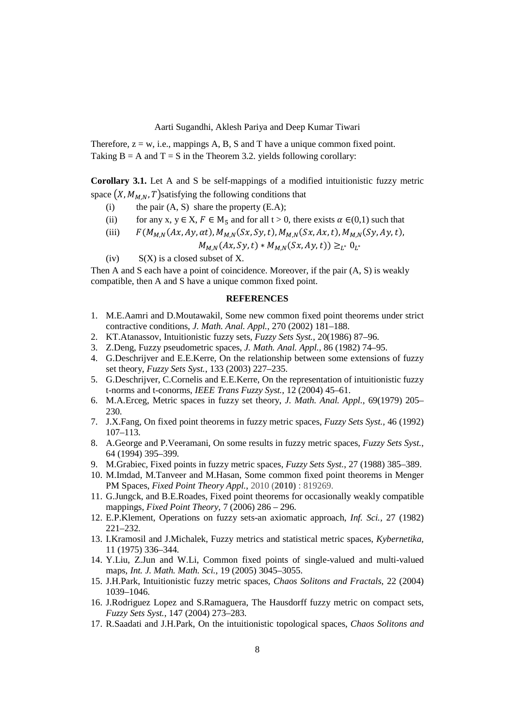Therefore, z = w, i.e., mappings A, B, S and T have a unique common fixed point.
Taking B = A and T = S in the Theorem 3.2. yields following corollary:

**Corollary 3.1.** Let A and S be self-mappings of a modified intuitionistic fuzzy metric space $(X, M_{M,N}, T)$satisfying the following conditions that

(i) the pair (A, S) share the property (E.A);

(ii) for any x, y $\in$ X, $F \in M_5$ and for all t > 0, there exists $\alpha \in (0,1)$ such that

(iii) $F(M_{M,N}(Ax, Ay, \alpha t), M_{M,N}(Sx, Sy, t), M_{M,N}(Sx, Ax, t), M_{M,N}(Sy, Ay, t),$
$$M_{M,N}(Ax, Sy, t) * M_{M,N}(Sx, Ay, t)) \geq_{L^*} 0_{L^*}$$

(iv) S(X) is a closed subset of X.

Then A and S each have a point of coincidence. Moreover, if the pair (A, S) is weakly compatible, then A and S have a unique common fixed point.

## REFERENCES

1. M.E.Aamri and D.Moutawakil, Some new common fixed point theorems under strict contractive conditions, *J. Math. Anal. Appl.*, 270 (2002) 181–188.
2. KT.Atanassov, Intuitionistic fuzzy sets, *Fuzzy Sets Syst.*, 20(1986) 87–96.
3. Z.Deng, Fuzzy pseudometric spaces, *J. Math. Anal. Appl.*, 86 (1982) 74–95.
4. G.Deschrijver and E.E.Kerre, On the relationship between some extensions of fuzzy set theory, *Fuzzy Sets Syst.*, 133 (2003) 227–235.
5. G.Deschrijver, C.Cornelis and E.E.Kerre, On the representation of intuitionistic fuzzy t-norms and t-conorms, *IEEE Trans Fuzzy Syst.*, 12 (2004) 45–61.
6. M.A.Erceg, Metric spaces in fuzzy set theory, *J. Math. Anal. Appl.,* 69(1979) 205–230.
7. J.X.Fang, On fixed point theorems in fuzzy metric spaces, *Fuzzy Sets Syst.*, 46 (1992) 107–113.
8. A.George and P.Veeramani, On some results in fuzzy metric spaces, *Fuzzy Sets Syst.*, 64 (1994) 395–399.
9. M.Grabiec, Fixed points in fuzzy metric spaces, *Fuzzy Sets Syst.*, 27 (1988) 385–389.
10. M.Imdad, M.Tanveer and M.Hasan, Some common fixed point theorems in Menger PM Spaces, *Fixed Point Theory Appl.*, 2010 (**2010**) : 819269.
11. G.Jungck, and B.E.Roades, Fixed point theorems for occasionally weakly compatible mappings, *Fixed Point Theory*, 7 (2006) 286 – 296.
12. E.P.Klement, Operations on fuzzy sets-an axiomatic approach, *Inf. Sci.,* 27 (1982) 221–232.
13. I.Kramosil and J.Michalek, Fuzzy metrics and statistical metric spaces, *Kybernetika*, 11 (1975) 336–344.
14. Y.Liu, Z.Jun and W.Li, Common fixed points of single-valued and multi-valued maps, *Int. J. Math. Math. Sci.*, 19 (2005) 3045–3055.
15. J.H.Park, Intuitionistic fuzzy metric spaces, *Chaos Solitons and Fractals*, 22 (2004) 1039–1046.
16. J.Rodriguez Lopez and S.Ramaguera, The Hausdorff fuzzy metric on compact sets, *Fuzzy Sets Syst.*, 147 (2004) 273–283.
17. R.Saadati and J.H.Park, On the intuitionistic topological spaces, *Chaos Solitons and*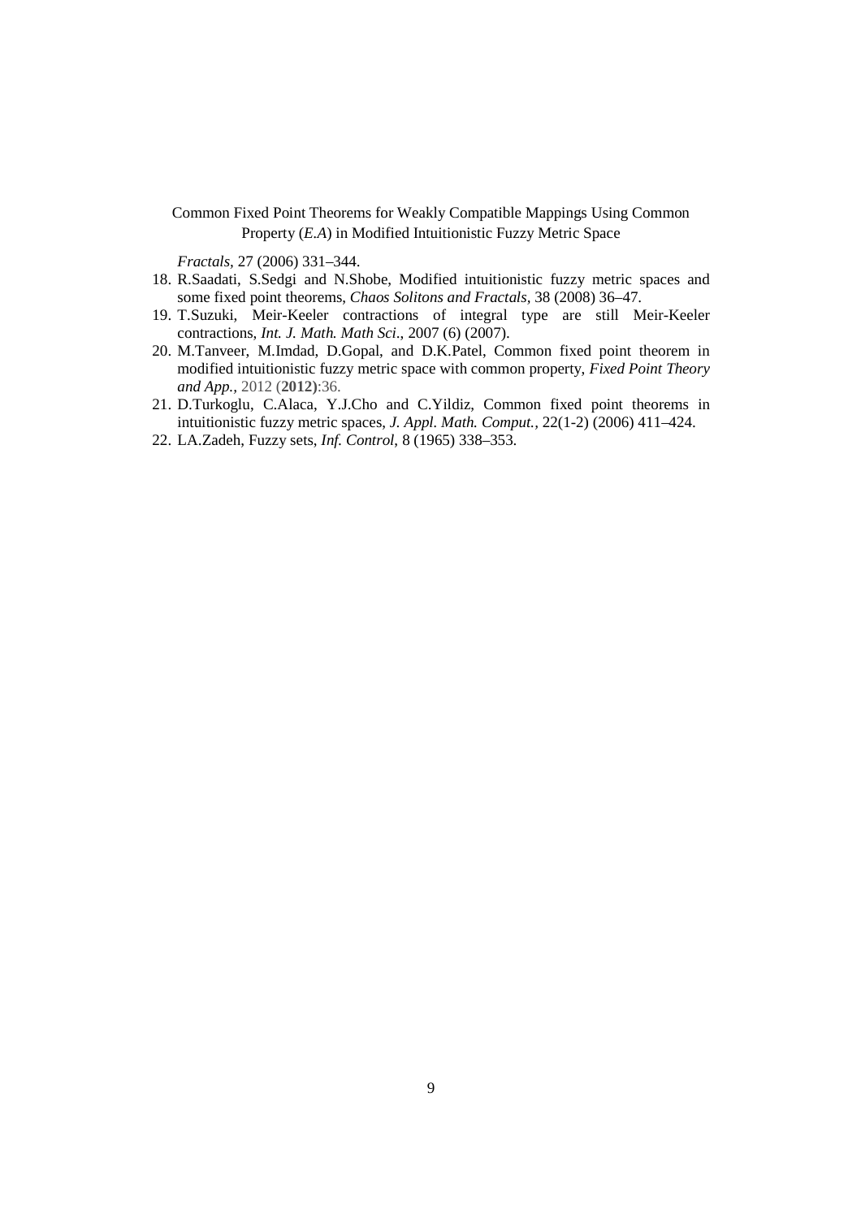*Fractals,* 27 (2006) 331–344.

18. R.Saadati, S.Sedgi and N.Shobe, Modified intuitionistic fuzzy metric spaces and some fixed point theorems, *Chaos Solitons and Fractals*, 38 (2008) 36–47.
19. T.Suzuki, Meir-Keeler contractions of integral type are still Meir-Keeler contractions, *Int. J. Math. Math Sci*., 2007 (6) (2007).
20. M.Tanveer, M.Imdad, D.Gopal, and D.K.Patel, Common fixed point theorem in modified intuitionistic fuzzy metric space with common property, *Fixed Point Theory and App.*, 2012 (**2012)**:36.
21. D.Turkoglu, C.Alaca, Y.J.Cho and C.Yildiz, Common fixed point theorems in intuitionistic fuzzy metric spaces, *J. Appl. Math. Comput.*, 22(1-2) (2006) 411–424.
22. LA.Zadeh, Fuzzy sets, *Inf. Control*, 8 (1965) 338–353.